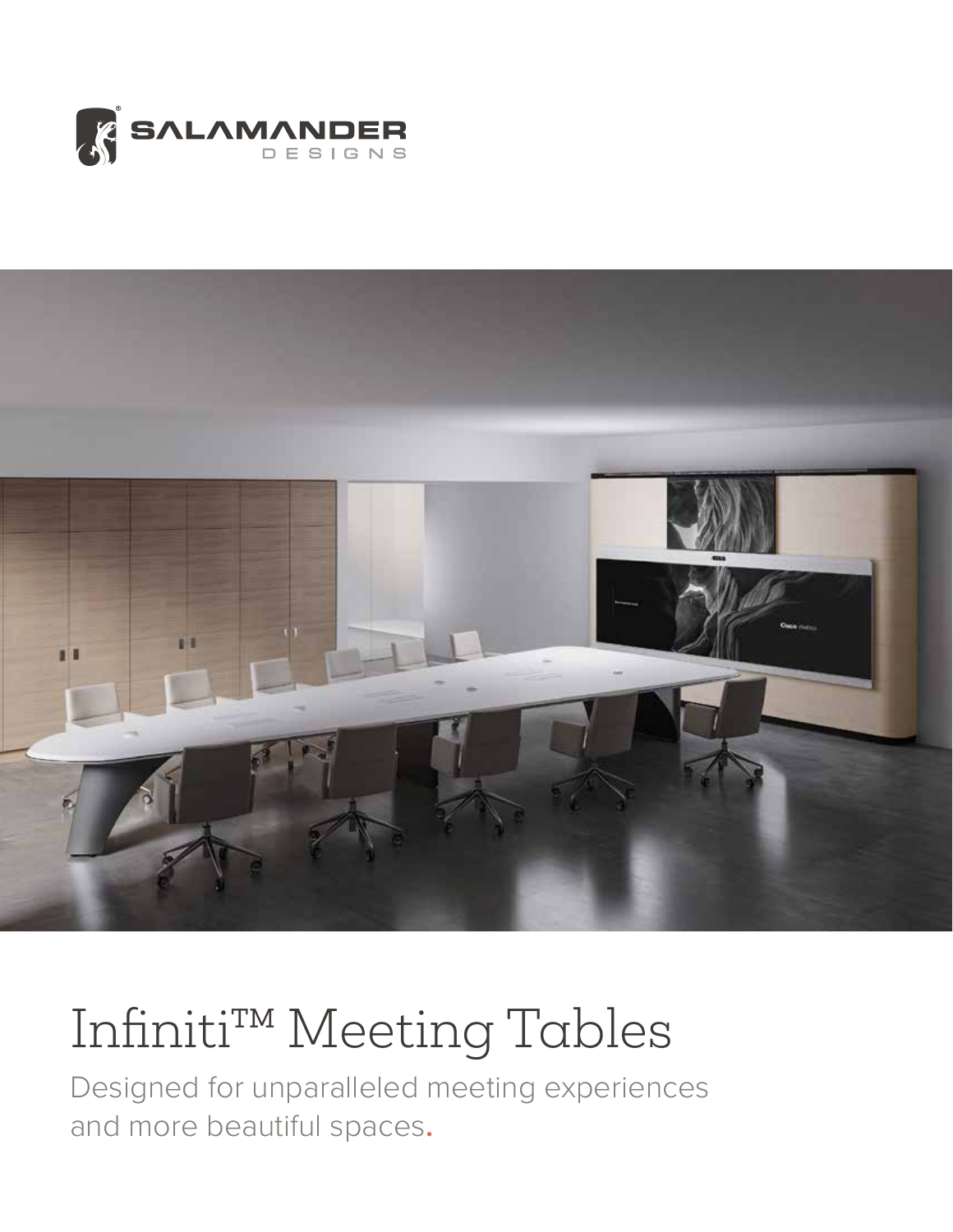SALAMANDER DESIGNS

# Infiniti™ Meeting Tables

Designed for unparalleled meeting experiences and more beautiful spaces.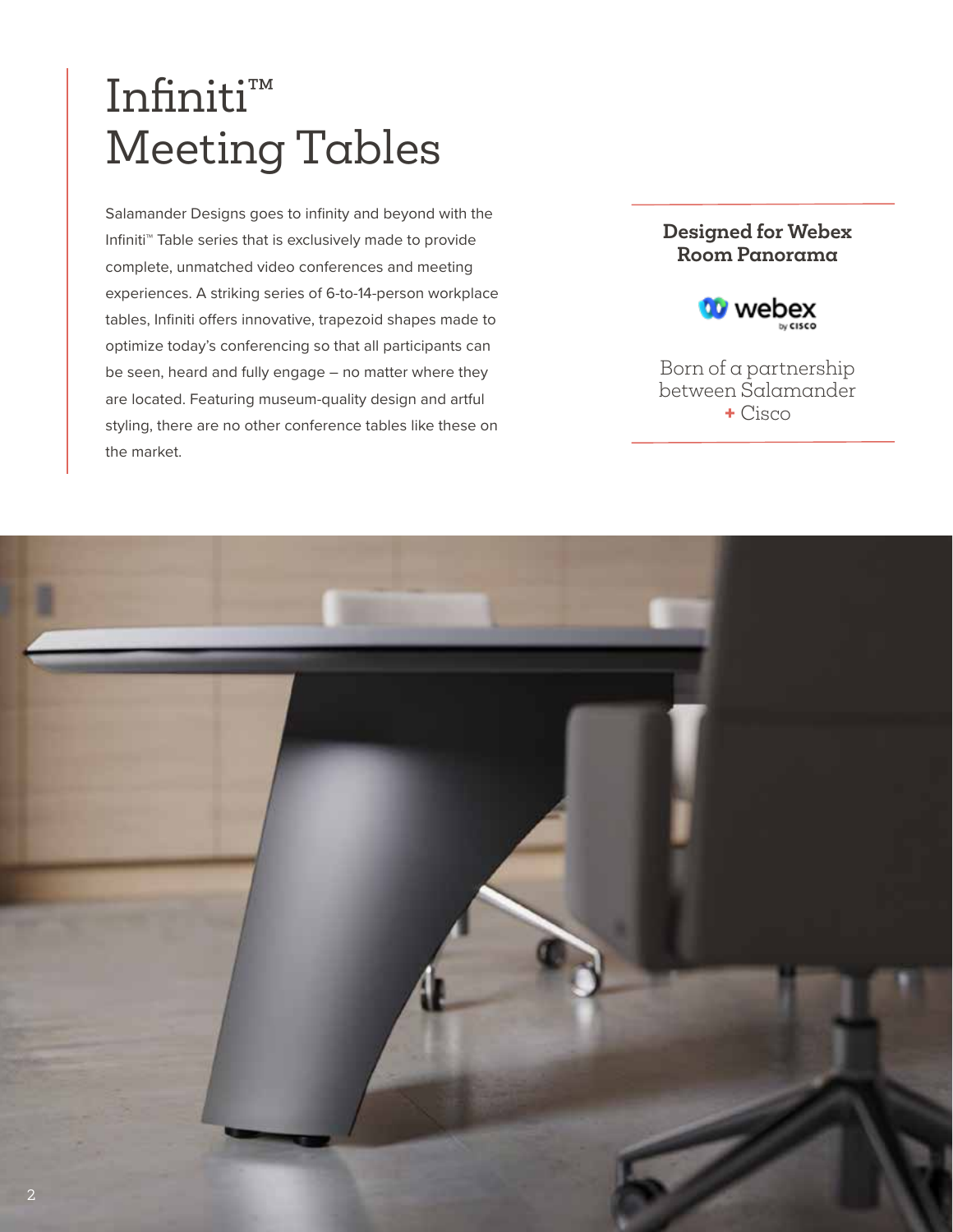# Infiniti™ Meeting Tables

Salamander Designs goes to infinity and beyond with the Infiniti™ Table series that is exclusively made to provide complete, unmatched video conferences and meeting experiences. A striking series of 6-to-14-person workplace tables, Infiniti offers innovative, trapezoid shapes made to optimize today's conferencing so that all participants can be seen, heard and fully engage – no matter where they are located. Featuring museum-quality design and artful styling, there are no other conference tables like these on the market.

**Designed for Webex Room Panorama**

webex by cisco

Born of a partnership between Salamander + Cisco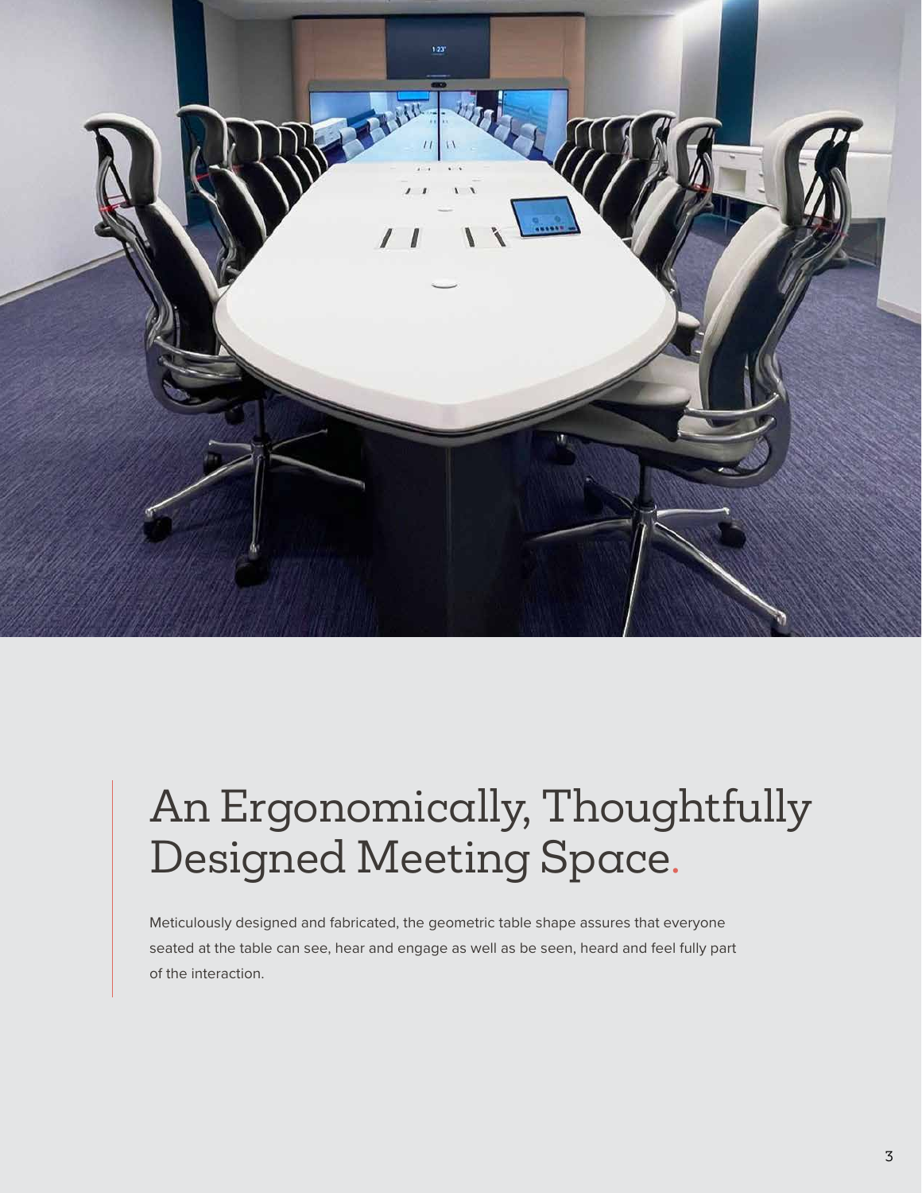# An Ergonomically, Thoughtfully Designed Meeting Space.

Meticulously designed and fabricated, the geometric table shape assures that everyone seated at the table can see, hear and engage as well as be seen, heard and feel fully part of the interaction.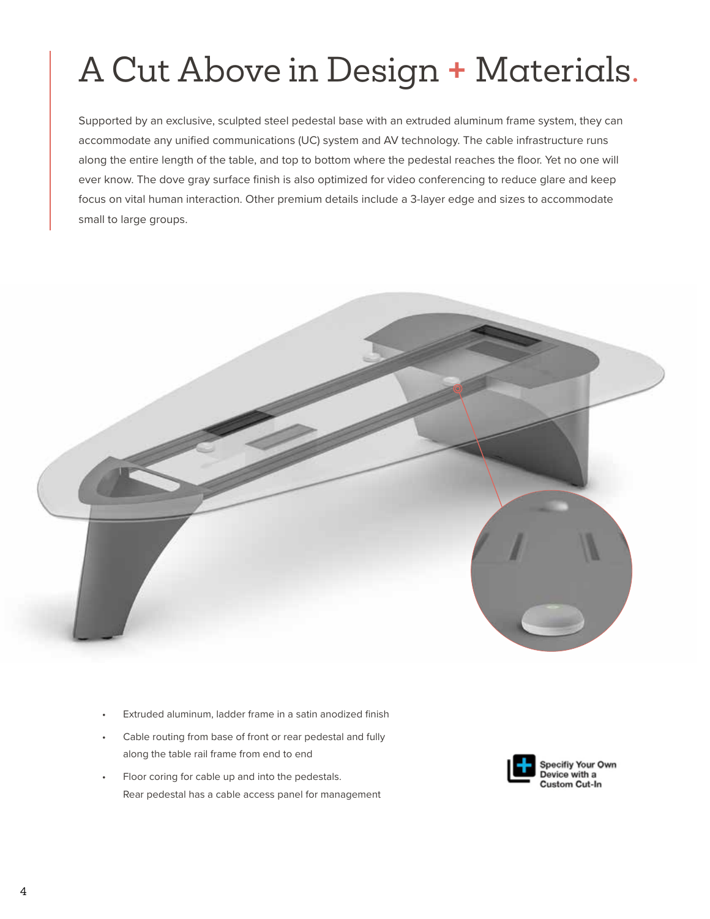# A Cut Above in Design + Materials.

Supported by an exclusive, sculpted steel pedestal base with an extruded aluminum frame system, they can accommodate any unified communications (UC) system and AV technology. The cable infrastructure runs along the entire length of the table, and top to bottom where the pedestal reaches the floor. Yet no one will ever know. The dove gray surface finish is also optimized for video conferencing to reduce glare and keep focus on vital human interaction. Other premium details include a 3-layer edge and sizes to accommodate small to large groups.

- Extruded aluminum, ladder frame in a satin anodized finish
- Cable routing from base of front or rear pedestal and fully along the table rail frame from end to end
- Floor coring for cable up and into the pedestals. Rear pedestal has a cable access panel for management

Specifiy Your Own Device with a Custom Cut-In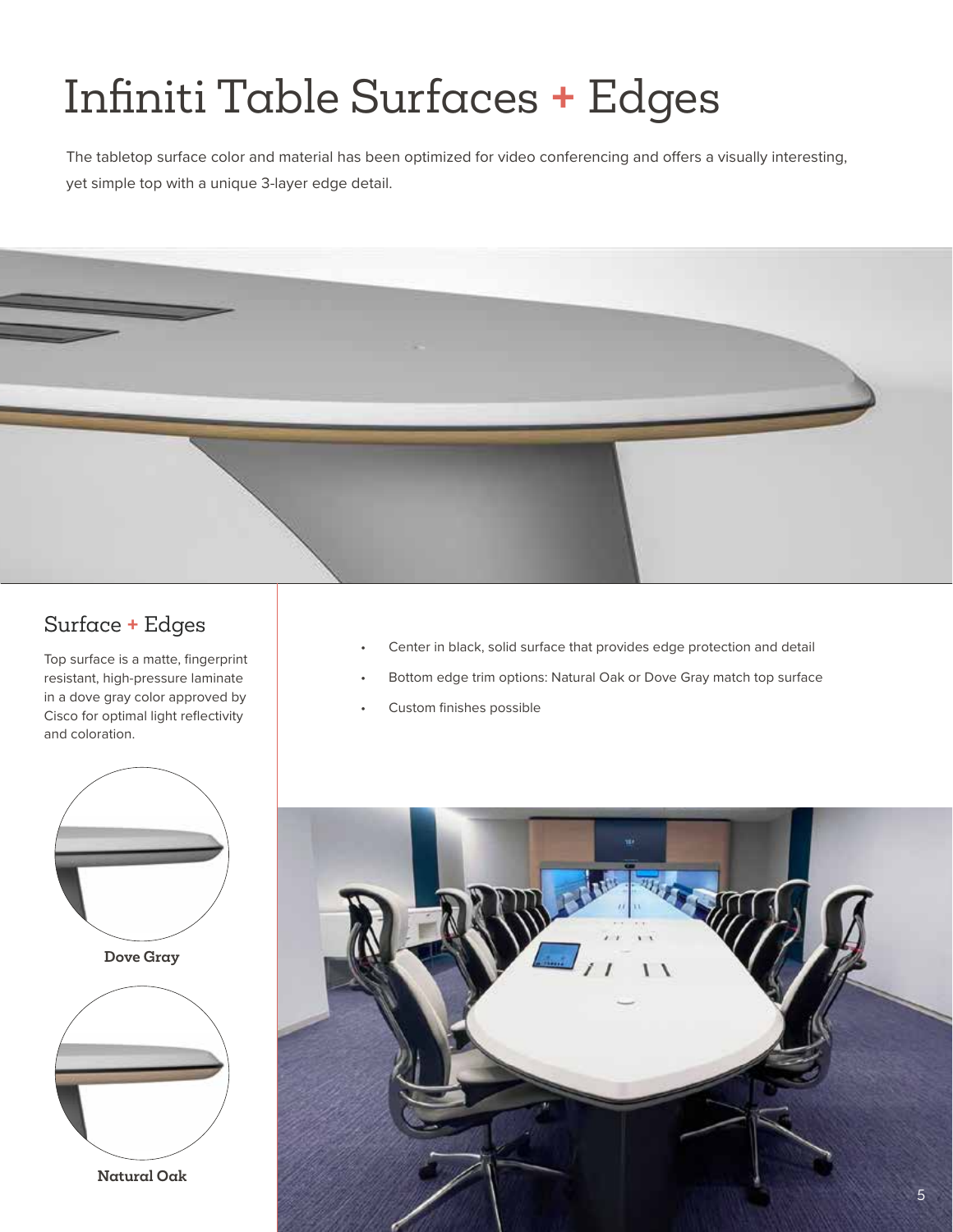# Infiniti Table Surfaces + Edges

The tabletop surface color and material has been optimized for video conferencing and offers a visually interesting, yet simple top with a unique 3-layer edge detail.

## Surface + Edges

Top surface is a matte, fingerprint resistant, high-pressure laminate in a dove gray color approved by Cisco for optimal light reflectivity and coloration.

- Center in black, solid surface that provides edge protection and detail
- Bottom edge trim options: Natural Oak or Dove Gray match top surface
- Custom finishes possible

**Dove Gray**

**Natural Oak**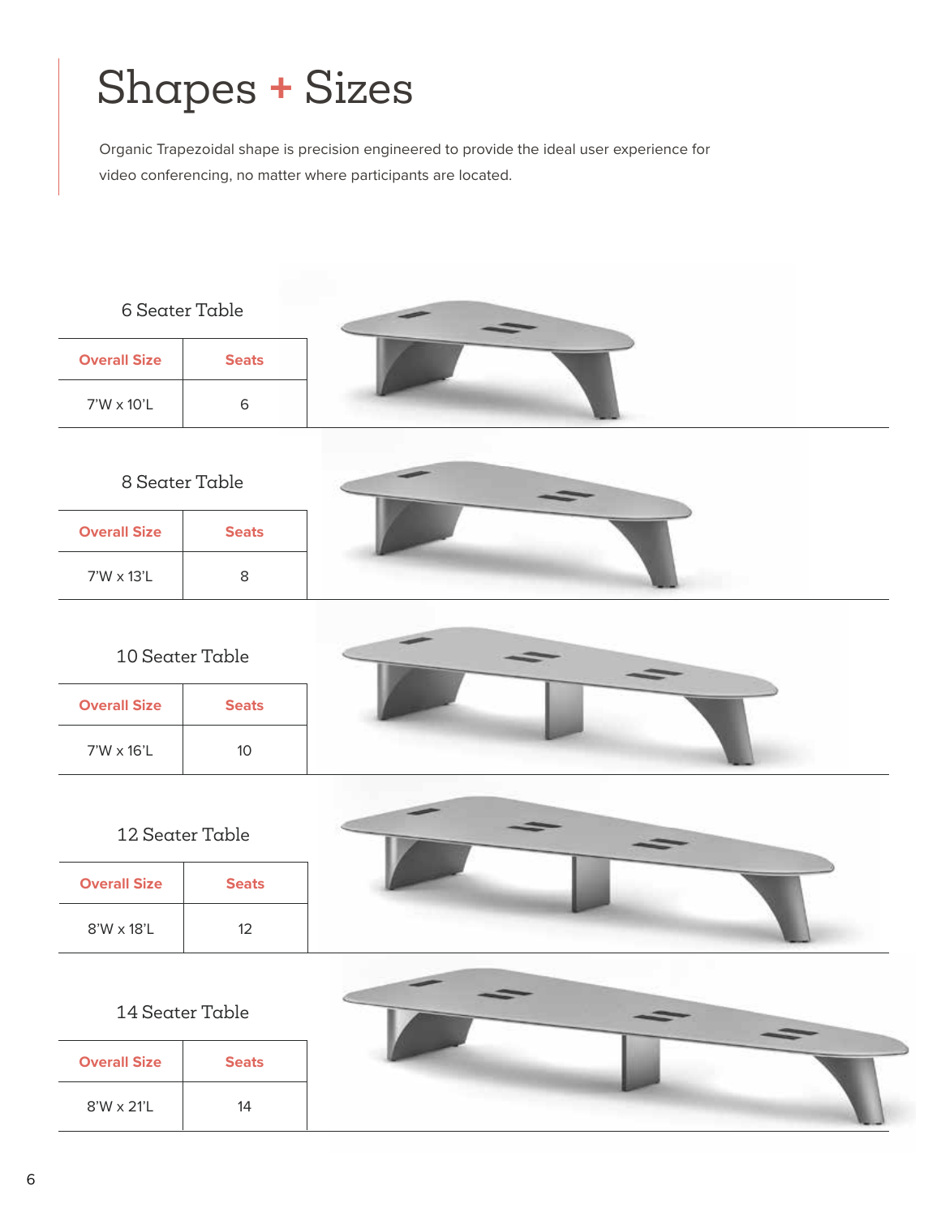# Shapes + Sizes

Organic Trapezoidal shape is precision engineered to provide the ideal user experience for video conferencing, no matter where participants are located.

### 6 Seater Table

| Overall Size | Seats |
|---|---|
| 7'W x 10'L | 6 |

### 8 Seater Table

| Overall Size | Seats |
|---|---|
| 7'W x 13'L | 8 |

### 10 Seater Table

| Overall Size | Seats |
|---|---|
| 7'W x 16'L | 10 |

### 12 Seater Table

| Overall Size | Seats |
|---|---|
| 8'W x 18'L | 12 |

### 14 Seater Table

| Overall Size | Seats |
|---|---|
| 8'W x 21'L | 14 |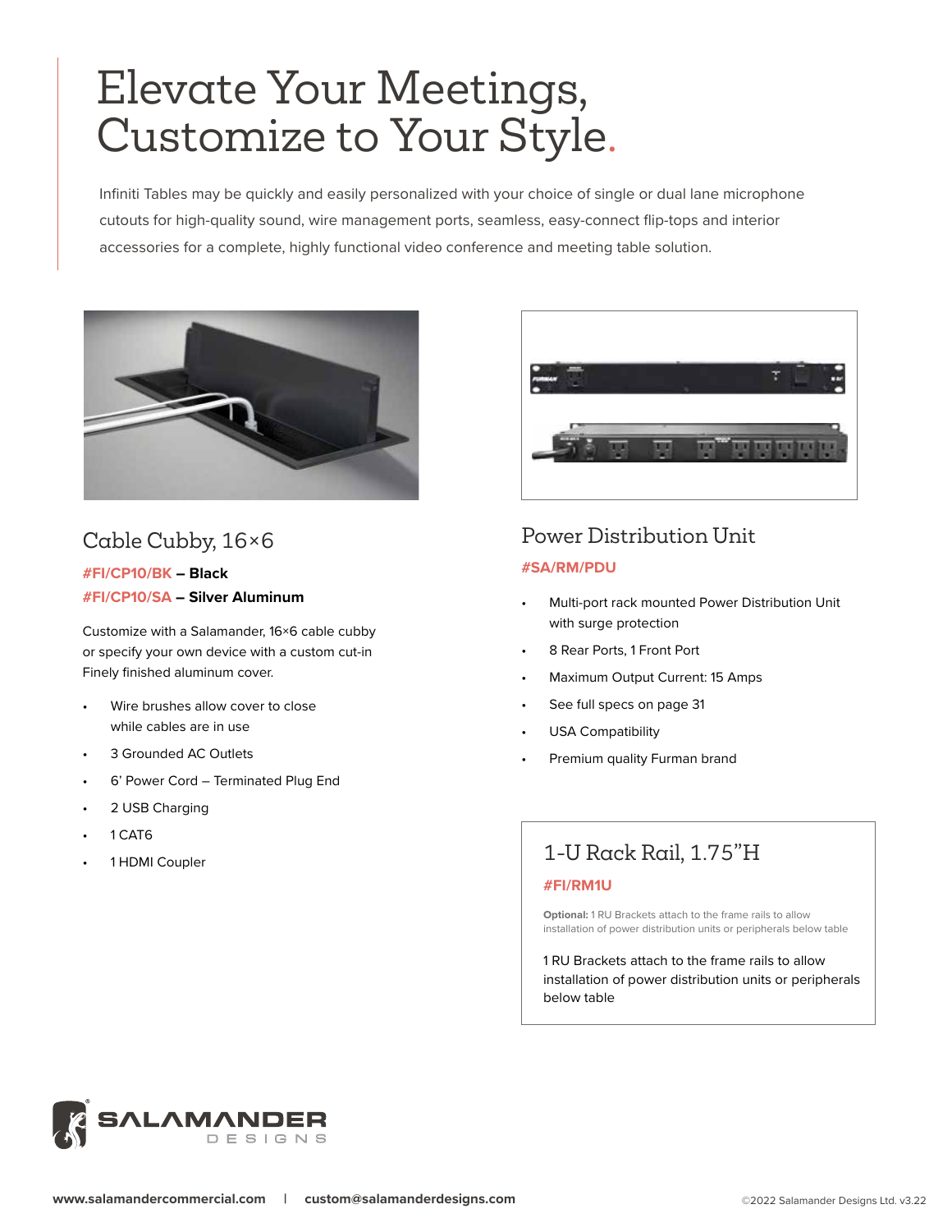# Elevate Your Meetings, Customize to Your Style.

Infiniti Tables may be quickly and easily personalized with your choice of single or dual lane microphone cutouts for high-quality sound, wire management ports, seamless, easy-connect flip-tops and interior accessories for a complete, highly functional video conference and meeting table solution.

## Cable Cubby, 16×6

**#FI/CP10/BK – Black**
**#FI/CP10/SA – Silver Aluminum**

Customize with a Salamander, 16×6 cable cubby or specify your own device with a custom cut-in Finely finished aluminum cover.

- Wire brushes allow cover to close while cables are in use
- 3 Grounded AC Outlets
- 6' Power Cord – Terminated Plug End
- 2 USB Charging
- 1 CAT6
- 1 HDMI Coupler

## Power Distribution Unit

**#SA/RM/PDU**

- Multi-port rack mounted Power Distribution Unit with surge protection
- 8 Rear Ports, 1 Front Port
- Maximum Output Current: 15 Amps
- See full specs on page 31
- USA Compatibility
- Premium quality Furman brand

## 1-U Rack Rail, 1.75"H

**#FI/RM1U**

**Optional:** 1 RU Brackets attach to the frame rails to allow installation of power distribution units or peripherals below table

1 RU Brackets attach to the frame rails to allow installation of power distribution units or peripherals below table

SALAMANDER DESIGNS

www.salamandercommercial.com | custom@salamanderdesigns.com

©2022 Salamander Designs Ltd. v3.22